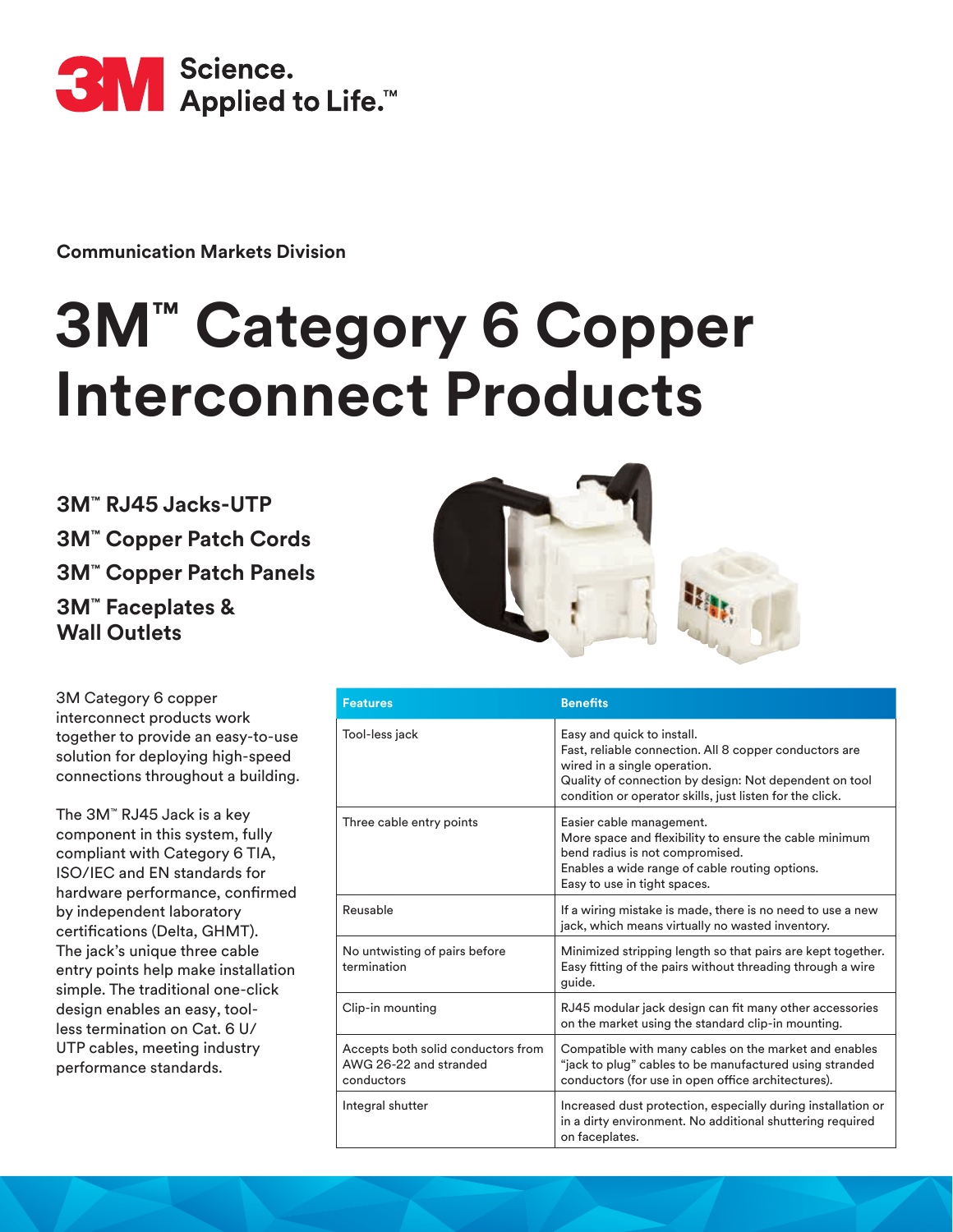3M Science. Applied to Life.™

**Communication Markets Division**

# 3M™ Category 6 Copper Interconnect Products

## 3M™ RJ45 Jacks-UTP
## 3M™ Copper Patch Cords
## 3M™ Copper Patch Panels
## 3M™ Faceplates & Wall Outlets

3M Category 6 copper interconnect products work together to provide an easy-to-use solution for deploying high-speed connections throughout a building.

The 3M™ RJ45 Jack is a key component in this system, fully compliant with Category 6 TIA, ISO/IEC and EN standards for hardware performance, confirmed by independent laboratory certifications (Delta, GHMT). The jack's unique three cable entry points help make installation simple. The traditional one-click design enables an easy, tool-less termination on Cat. 6 U/UTP cables, meeting industry performance standards.

| Features | Benefits |
| --- | --- |
| Tool-less jack | Easy and quick to install.<br>Fast, reliable connection. All 8 copper conductors are wired in a single operation.<br>Quality of connection by design: Not dependent on tool condition or operator skills, just listen for the click. |
| Three cable entry points | Easier cable management.<br>More space and flexibility to ensure the cable minimum bend radius is not compromised.<br>Enables a wide range of cable routing options.<br>Easy to use in tight spaces. |
| Reusable | If a wiring mistake is made, there is no need to use a new jack, which means virtually no wasted inventory. |
| No untwisting of pairs before termination | Minimized stripping length so that pairs are kept together.<br>Easy fitting of the pairs without threading through a wire guide. |
| Clip-in mounting | RJ45 modular jack design can fit many other accessories on the market using the standard clip-in mounting. |
| Accepts both solid conductors from AWG 26-22 and stranded conductors | Compatible with many cables on the market and enables "jack to plug" cables to be manufactured using stranded conductors (for use in open office architectures). |
| Integral shutter | Increased dust protection, especially during installation or in a dirty environment. No additional shuttering required on faceplates. |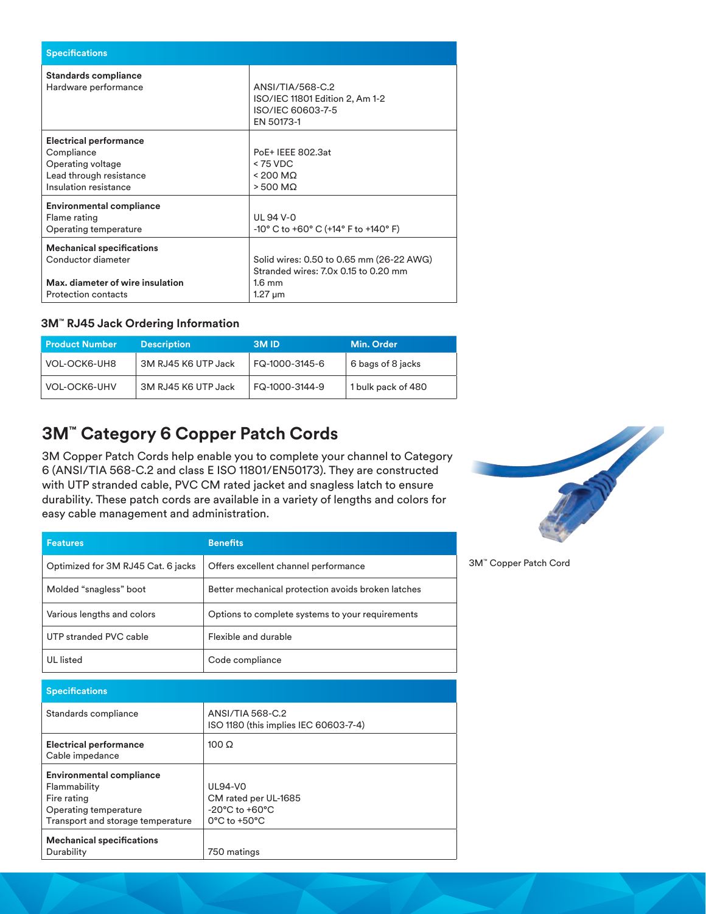| Specifications | |
|---|---|
| **Standards compliance**<br>Hardware performance | ANSI/TIA/568-C.2<br>ISO/IEC 11801 Edition 2, Am 1-2<br>ISO/IEC 60603-7-5<br>EN 50173-1 |
| **Electrical performance**<br>Compliance<br>Operating voltage<br>Lead through resistance<br>Insulation resistance | PoE+ IEEE 802.3at<br>< 75 VDC<br>< 200 MΩ<br>> 500 MΩ |
| **Environmental compliance**<br>Flame rating<br>Operating temperature | UL 94 V-0<br>-10° C to +60° C (+14° F to +140° F) |
| **Mechanical specifications**<br>Conductor diameter<br><br>**Max. diameter of wire insulation**<br>Protection contacts | Solid wires: 0.50 to 0.65 mm (26-22 AWG)<br>Stranded wires: 7.0x 0.15 to 0.20 mm<br>1.6 mm<br>1.27 µm |

### 3M™ RJ45 Jack Ordering Information

| Product Number | Description | 3M ID | Min. Order |
|---|---|---|---|
| VOL-OCK6-UH8 | 3M RJ45 K6 UTP Jack | FQ-1000-3145-6 | 6 bags of 8 jacks |
| VOL-OCK6-UHV | 3M RJ45 K6 UTP Jack | FQ-1000-3144-9 | 1 bulk pack of 480 |

## 3M™ Category 6 Copper Patch Cords

3M Copper Patch Cords help enable you to complete your channel to Category 6 (ANSI/TIA 568-C.2 and class E ISO 11801/EN50173). They are constructed with UTP stranded cable, PVC CM rated jacket and snagless latch to ensure durability. These patch cords are available in a variety of lengths and colors for easy cable management and administration.

3M™ Copper Patch Cord

| Features | Benefits |
|---|---|
| Optimized for 3M RJ45 Cat. 6 jacks | Offers excellent channel performance |
| Molded "snagless" boot | Better mechanical protection avoids broken latches |
| Various lengths and colors | Options to complete systems to your requirements |
| UTP stranded PVC cable | Flexible and durable |
| UL listed | Code compliance |

| Specifications | |
|---|---|
| Standards compliance | ANSI/TIA 568-C.2<br>ISO 1180 (this implies IEC 60603-7-4) |
| **Electrical performance**<br>Cable impedance | 100 Ω |
| **Environmental compliance**<br>Flammability<br>Fire rating<br>Operating temperature<br>Transport and storage temperature | UL94-V0<br>CM rated per UL-1685<br>-20°C to +60°C<br>0°C to +50°C |
| **Mechanical specifications**<br>Durability | 750 matings |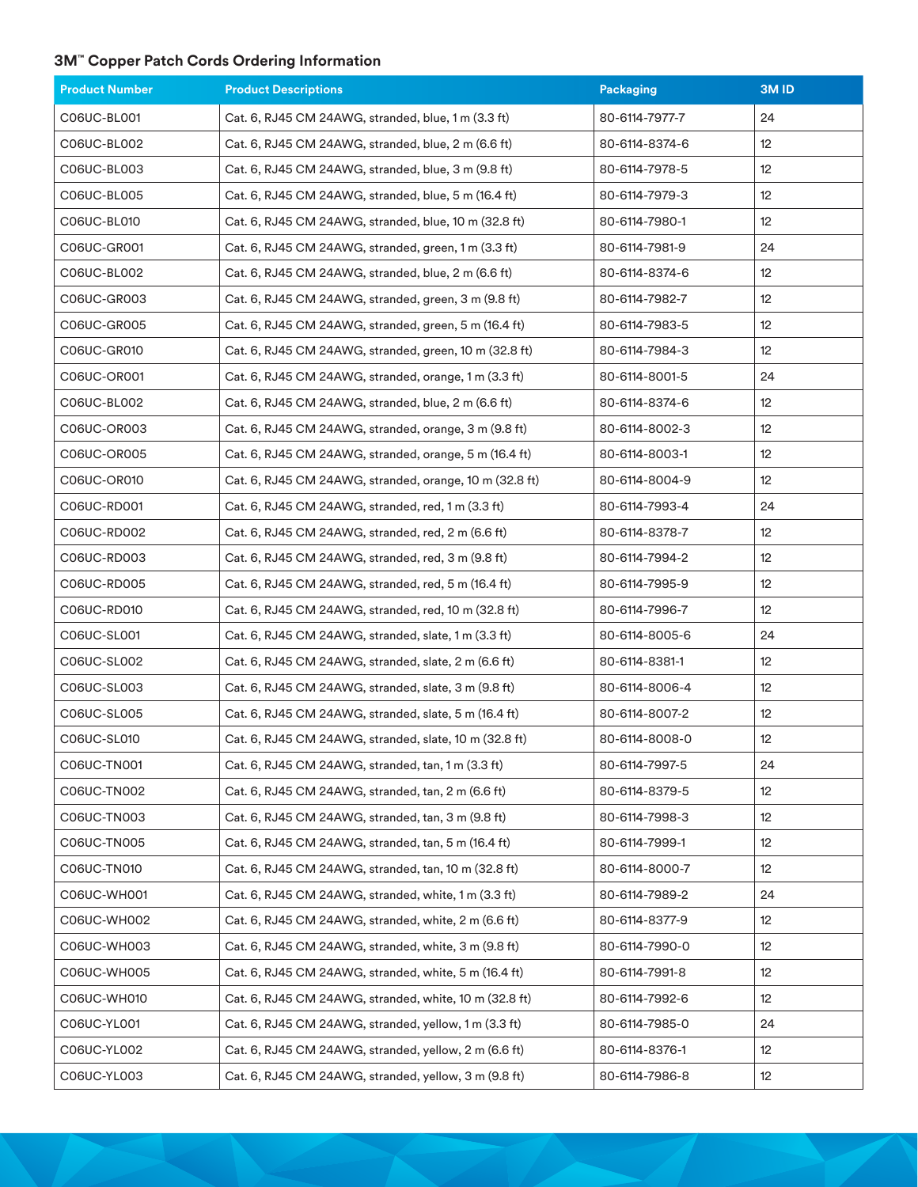### 3M™ Copper Patch Cords Ordering Information

| Product Number | Product Descriptions | Packaging | 3M ID |
|---|---|---|---|
| C06UC-BL001 | Cat. 6, RJ45 CM 24AWG, stranded, blue, 1 m (3.3 ft) | 80-6114-7977-7 | 24 |
| C06UC-BL002 | Cat. 6, RJ45 CM 24AWG, stranded, blue, 2 m (6.6 ft) | 80-6114-8374-6 | 12 |
| C06UC-BL003 | Cat. 6, RJ45 CM 24AWG, stranded, blue, 3 m (9.8 ft) | 80-6114-7978-5 | 12 |
| C06UC-BL005 | Cat. 6, RJ45 CM 24AWG, stranded, blue, 5 m (16.4 ft) | 80-6114-7979-3 | 12 |
| C06UC-BL010 | Cat. 6, RJ45 CM 24AWG, stranded, blue, 10 m (32.8 ft) | 80-6114-7980-1 | 12 |
| C06UC-GR001 | Cat. 6, RJ45 CM 24AWG, stranded, green, 1 m (3.3 ft) | 80-6114-7981-9 | 24 |
| C06UC-BL002 | Cat. 6, RJ45 CM 24AWG, stranded, blue, 2 m (6.6 ft) | 80-6114-8374-6 | 12 |
| C06UC-GR003 | Cat. 6, RJ45 CM 24AWG, stranded, green, 3 m (9.8 ft) | 80-6114-7982-7 | 12 |
| C06UC-GR005 | Cat. 6, RJ45 CM 24AWG, stranded, green, 5 m (16.4 ft) | 80-6114-7983-5 | 12 |
| C06UC-GR010 | Cat. 6, RJ45 CM 24AWG, stranded, green, 10 m (32.8 ft) | 80-6114-7984-3 | 12 |
| C06UC-OR001 | Cat. 6, RJ45 CM 24AWG, stranded, orange, 1 m (3.3 ft) | 80-6114-8001-5 | 24 |
| C06UC-BL002 | Cat. 6, RJ45 CM 24AWG, stranded, blue, 2 m (6.6 ft) | 80-6114-8374-6 | 12 |
| C06UC-OR003 | Cat. 6, RJ45 CM 24AWG, stranded, orange, 3 m (9.8 ft) | 80-6114-8002-3 | 12 |
| C06UC-OR005 | Cat. 6, RJ45 CM 24AWG, stranded, orange, 5 m (16.4 ft) | 80-6114-8003-1 | 12 |
| C06UC-OR010 | Cat. 6, RJ45 CM 24AWG, stranded, orange, 10 m (32.8 ft) | 80-6114-8004-9 | 12 |
| C06UC-RD001 | Cat. 6, RJ45 CM 24AWG, stranded, red, 1 m (3.3 ft) | 80-6114-7993-4 | 24 |
| C06UC-RD002 | Cat. 6, RJ45 CM 24AWG, stranded, red, 2 m (6.6 ft) | 80-6114-8378-7 | 12 |
| C06UC-RD003 | Cat. 6, RJ45 CM 24AWG, stranded, red, 3 m (9.8 ft) | 80-6114-7994-2 | 12 |
| C06UC-RD005 | Cat. 6, RJ45 CM 24AWG, stranded, red, 5 m (16.4 ft) | 80-6114-7995-9 | 12 |
| C06UC-RD010 | Cat. 6, RJ45 CM 24AWG, stranded, red, 10 m (32.8 ft) | 80-6114-7996-7 | 12 |
| C06UC-SL001 | Cat. 6, RJ45 CM 24AWG, stranded, slate, 1 m (3.3 ft) | 80-6114-8005-6 | 24 |
| C06UC-SL002 | Cat. 6, RJ45 CM 24AWG, stranded, slate, 2 m (6.6 ft) | 80-6114-8381-1 | 12 |
| C06UC-SL003 | Cat. 6, RJ45 CM 24AWG, stranded, slate, 3 m (9.8 ft) | 80-6114-8006-4 | 12 |
| C06UC-SL005 | Cat. 6, RJ45 CM 24AWG, stranded, slate, 5 m (16.4 ft) | 80-6114-8007-2 | 12 |
| C06UC-SL010 | Cat. 6, RJ45 CM 24AWG, stranded, slate, 10 m (32.8 ft) | 80-6114-8008-0 | 12 |
| C06UC-TN001 | Cat. 6, RJ45 CM 24AWG, stranded, tan, 1 m (3.3 ft) | 80-6114-7997-5 | 24 |
| C06UC-TN002 | Cat. 6, RJ45 CM 24AWG, stranded, tan, 2 m (6.6 ft) | 80-6114-8379-5 | 12 |
| C06UC-TN003 | Cat. 6, RJ45 CM 24AWG, stranded, tan, 3 m (9.8 ft) | 80-6114-7998-3 | 12 |
| C06UC-TN005 | Cat. 6, RJ45 CM 24AWG, stranded, tan, 5 m (16.4 ft) | 80-6114-7999-1 | 12 |
| C06UC-TN010 | Cat. 6, RJ45 CM 24AWG, stranded, tan, 10 m (32.8 ft) | 80-6114-8000-7 | 12 |
| C06UC-WH001 | Cat. 6, RJ45 CM 24AWG, stranded, white, 1 m (3.3 ft) | 80-6114-7989-2 | 24 |
| C06UC-WH002 | Cat. 6, RJ45 CM 24AWG, stranded, white, 2 m (6.6 ft) | 80-6114-8377-9 | 12 |
| C06UC-WH003 | Cat. 6, RJ45 CM 24AWG, stranded, white, 3 m (9.8 ft) | 80-6114-7990-0 | 12 |
| C06UC-WH005 | Cat. 6, RJ45 CM 24AWG, stranded, white, 5 m (16.4 ft) | 80-6114-7991-8 | 12 |
| C06UC-WH010 | Cat. 6, RJ45 CM 24AWG, stranded, white, 10 m (32.8 ft) | 80-6114-7992-6 | 12 |
| C06UC-YL001 | Cat. 6, RJ45 CM 24AWG, stranded, yellow, 1 m (3.3 ft) | 80-6114-7985-0 | 24 |
| C06UC-YL002 | Cat. 6, RJ45 CM 24AWG, stranded, yellow, 2 m (6.6 ft) | 80-6114-8376-1 | 12 |
| C06UC-YL003 | Cat. 6, RJ45 CM 24AWG, stranded, yellow, 3 m (9.8 ft) | 80-6114-7986-8 | 12 |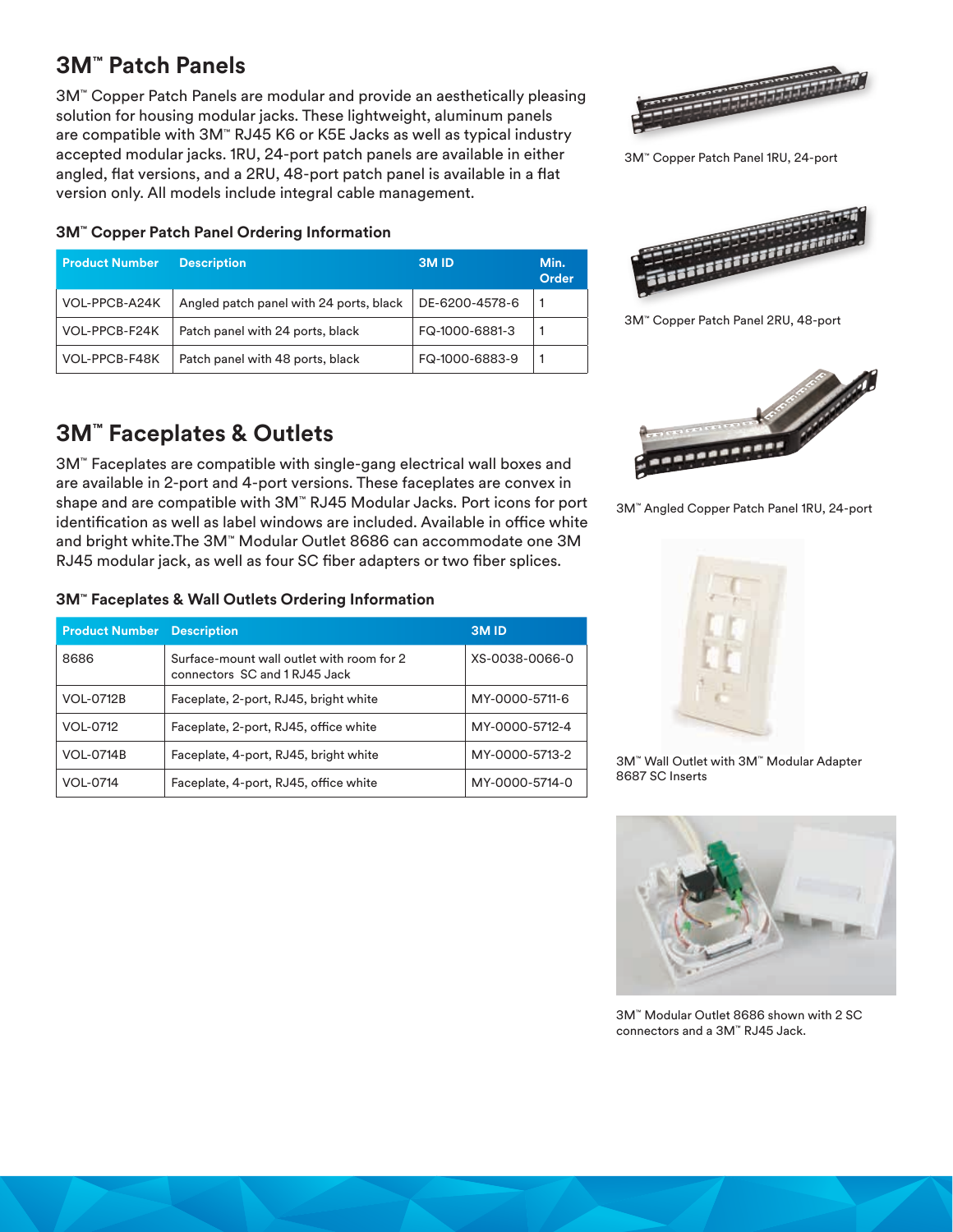## 3M™ Patch Panels

3M™ Copper Patch Panels are modular and provide an aesthetically pleasing solution for housing modular jacks. These lightweight, aluminum panels are compatible with 3M™ RJ45 K6 or K5E Jacks as well as typical industry accepted modular jacks. 1RU, 24-port patch panels are available in either angled, flat versions, and a 2RU, 48-port patch panel is available in a flat version only. All models include integral cable management.

### 3M™ Copper Patch Panel Ordering Information

| Product Number | Description | 3M ID | Min. Order |
| --- | --- | --- | --- |
| VOL-PPCB-A24K | Angled patch panel with 24 ports, black | DE-6200-4578-6 | 1 |
| VOL-PPCB-F24K | Patch panel with 24 ports, black | FQ-1000-6881-3 | 1 |
| VOL-PPCB-F48K | Patch panel with 48 ports, black | FQ-1000-6883-9 | 1 |

3M™ Copper Patch Panel 1RU, 24-port

3M™ Copper Patch Panel 2RU, 48-port

3M™ Angled Copper Patch Panel 1RU, 24-port

## 3M™ Faceplates & Outlets

3M™ Faceplates are compatible with single-gang electrical wall boxes and are available in 2-port and 4-port versions. These faceplates are convex in shape and are compatible with 3M™ RJ45 Modular Jacks. Port icons for port identification as well as label windows are included. Available in office white and bright white.The 3M™ Modular Outlet 8686 can accommodate one 3M RJ45 modular jack, as well as four SC fiber adapters or two fiber splices.

### 3M™ Faceplates & Wall Outlets Ordering Information

| Product Number | Description | 3M ID |
| --- | --- | --- |
| 8686 | Surface-mount wall outlet with room for 2 connectors SC and 1 RJ45 Jack | XS-0038-0066-0 |
| VOL-0712B | Faceplate, 2-port, RJ45, bright white | MY-0000-5711-6 |
| VOL-0712 | Faceplate, 2-port, RJ45, office white | MY-0000-5712-4 |
| VOL-0714B | Faceplate, 4-port, RJ45, bright white | MY-0000-5713-2 |
| VOL-0714 | Faceplate, 4-port, RJ45, office white | MY-0000-5714-0 |

3M™ Wall Outlet with 3M™ Modular Adapter 8687 SC Inserts

3M™ Modular Outlet 8686 shown with 2 SC connectors and a 3M™ RJ45 Jack.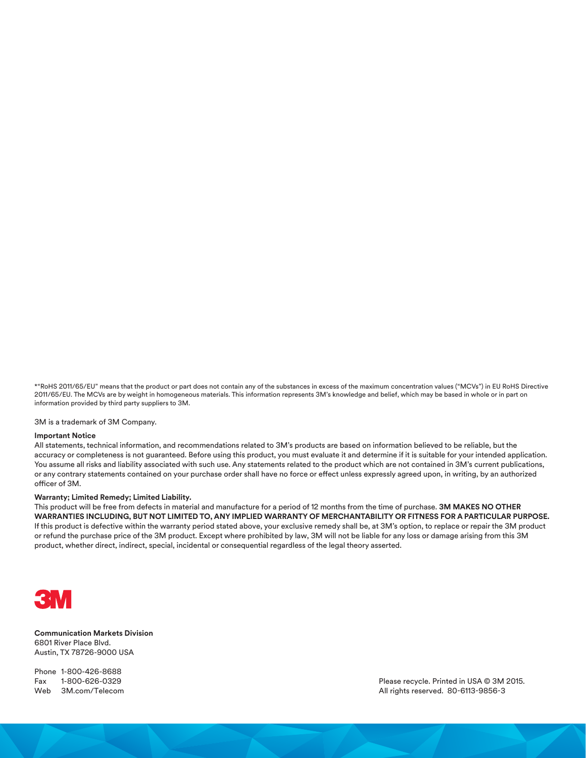*"RoHS 2011/65/EU" means that the product or part does not contain any of the substances in excess of the maximum concentration values ("MCVs") in EU RoHS Directive 2011/65/EU. The MCVs are by weight in homogeneous materials. This information represents 3M's knowledge and belief, which may be based in whole or in part on information provided by third party suppliers to 3M.

3M is a trademark of 3M Company.

**Important Notice**
All statements, technical information, and recommendations related to 3M's products are based on information believed to be reliable, but the accuracy or completeness is not guaranteed. Before using this product, you must evaluate it and determine if it is suitable for your intended application. You assume all risks and liability associated with such use. Any statements related to the product which are not contained in 3M's current publications, or any contrary statements contained on your purchase order shall have no force or effect unless expressly agreed upon, in writing, by an authorized officer of 3M.

**Warranty; Limited Remedy; Limited Liability.**
This product will be free from defects in material and manufacture for a period of 12 months from the time of purchase. **3M MAKES NO OTHER WARRANTIES INCLUDING, BUT NOT LIMITED TO, ANY IMPLIED WARRANTY OF MERCHANTABILITY OR FITNESS FOR A PARTICULAR PURPOSE.** If this product is defective within the warranty period stated above, your exclusive remedy shall be, at 3M's option, to replace or repair the 3M product or refund the purchase price of the 3M product. Except where prohibited by law, 3M will not be liable for any loss or damage arising from this 3M product, whether direct, indirect, special, incidental or consequential regardless of the legal theory asserted.

3M

**Communication Markets Division**
6801 River Place Blvd.
Austin, TX 78726-9000 USA

Phone 1-800-426-8688
Fax 1-800-626-0329
Web 3M.com/Telecom

Please recycle. Printed in USA © 3M 2015.
All rights reserved. 80-6113-9856-3